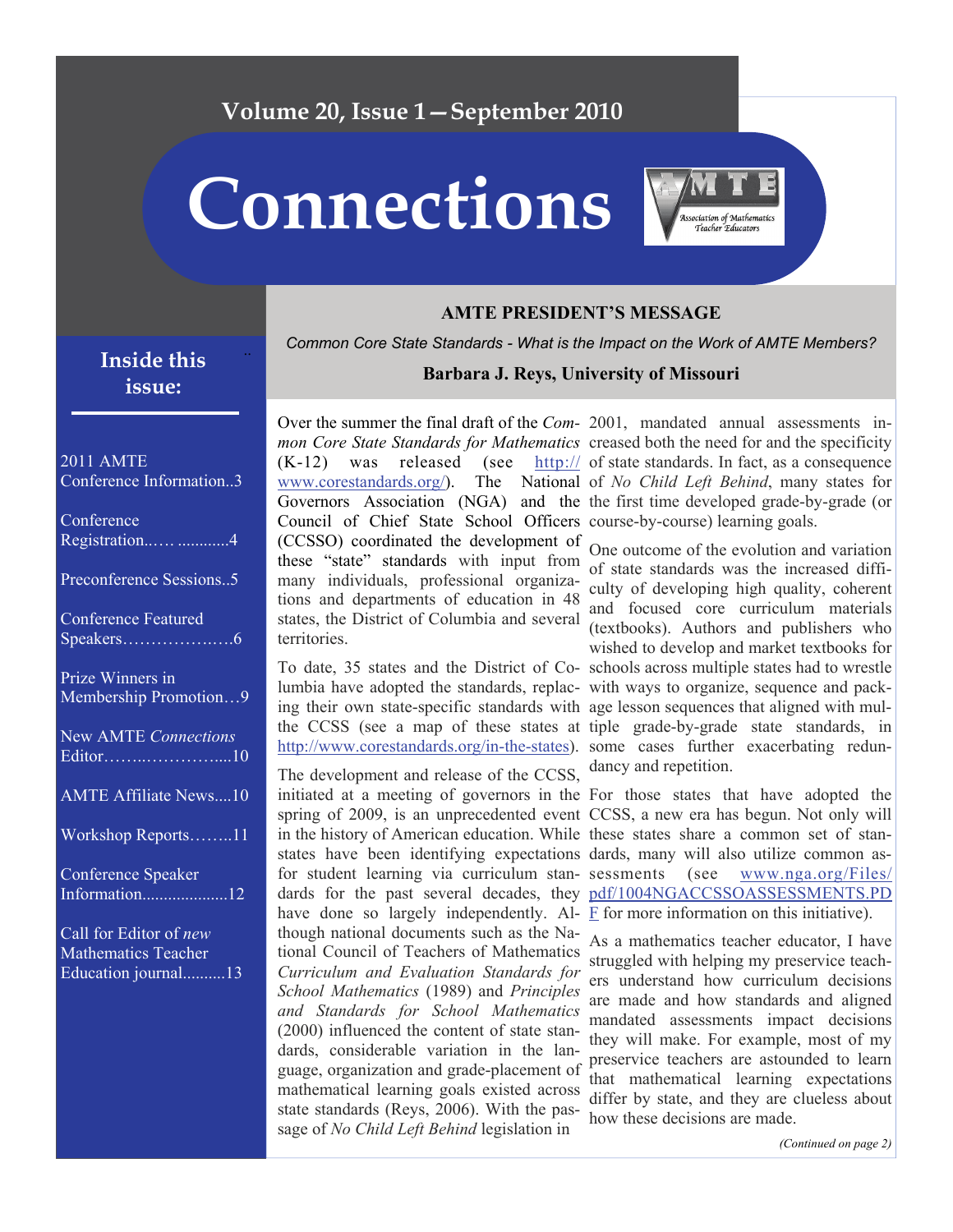# Connections

## Inside this issue:

- 2011 AMTE Conference Information..3
- Conference Registration..…. ............4
- Preconference Sessions..5
- Conference Featured Speakers……………….…6
- Prize Winners in Membership Promotion…9
- New AMTE *Connections* Editor……..…………....10
- AMTE Affiliate News....10
- Workshop Reports……..11
- Conference Speaker Information....................12
- Call for Editor of *new* Mathematics Teacher Education journal..........13

## AMTE PRESIDENT'S MESSAGE

*Common Core State Standards - What is the Impact on the Work of AMTE Members?*

**Barbara J. Reys, University of Missouri**

Over the summer the final draft of the *Common Core State Standards for Mathematics* (K-12) was released (see http://www.corestandards.org/). The National Governors Association (NGA) and the Council of Chief State School Officers (CCSSO) coordinated the development of these "state" standards with input from many individuals, professional organizations and departments of education in 48 states, the District of Columbia and several territories.

To date, 35 states and the District of Columbia have adopted the standards, replacing their own state-specific standards with the CCSS (see a map of these states at http://www.corestandards.org/in-the-states).

The development and release of the CCSS, initiated at a meeting of governors in the spring of 2009, is an unprecedented event in the history of American education. While states have been identifying expectations for student learning via curriculum standards for the past several decades, they have done so largely independently. Although national documents such as the National Council of Teachers of Mathematics *Curriculum and Evaluation Standards for School Mathematics* (1989) and *Principles and Standards for School Mathematics* (2000) influenced the content of state standards, considerable variation in the language, organization and grade-placement of mathematical learning goals existed across state standards (Reys, 2006). With the passage of *No Child Left Behind* legislation in 2001, mandated annual assessments increased both the need for and the specificity of state standards. In fact, as a consequence of *No Child Left Behind*, many states for the first time developed grade-by-grade (or course-by-course) learning goals.

One outcome of the evolution and variation of state standards was the increased difficulty of developing high quality, coherent and focused core curriculum materials (textbooks). Authors and publishers who wished to develop and market textbooks for schools across multiple states had to wrestle with ways to organize, sequence and package lesson sequences that aligned with multiple grade-by-grade state standards, in some cases further exacerbating redundancy and repetition.

For those states that have adopted the CCSS, a new era has begun. Not only will these states share a common set of standards, many will also utilize common assessments (see www.nga.org/Files/pdf/1004NGACCSSOASSESSMENTS.PDF for more information on this initiative).

As a mathematics teacher educator, I have struggled with helping my preservice teachers understand how curriculum decisions are made and how standards and aligned mandated assessments impact decisions they will make. For example, most of my preservice teachers are astounded to learn that mathematical learning expectations differ by state, and they are clueless about how these decisions are made.

*(Continued on page 2)*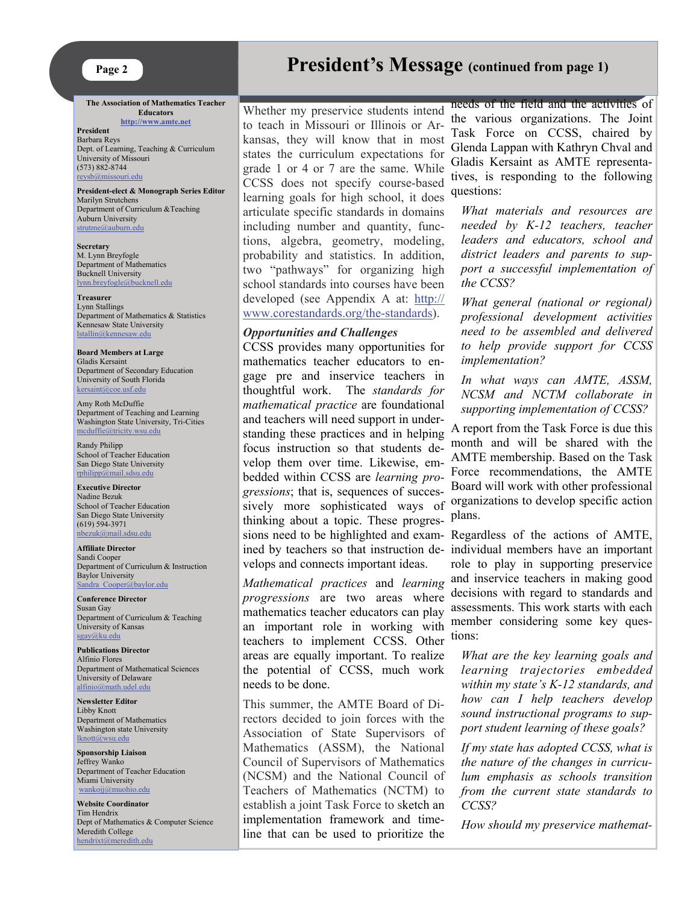# President's Message (continued from page 1)

**The Association of Mathematics Teacher Educators**
http://www.amte.net

**President**
Barbara Reys
Dept. of Learning, Teaching & Curriculum
University of Missouri
(573) 882-8744
reysb@missouri.edu

**President-elect & Monograph Series Editor**
Marilyn Strutchens
Department of Curriculum &Teaching
Auburn University
strutme@auburn.edu

**Secretary**
M. Lynn Breyfogle
Department of Mathematics
Bucknell University
lynn.breyfogle@bucknell.edu

**Treasurer**
Lynn Stallings
Department of Mathematics & Statistics
Kennesaw State University
lstallin@kennesaw.edu

**Board Members at Large**
Gladis Kersaint
Department of Secondary Education
University of South Florida
kersaint@coe.usf.edu

Amy Roth McDuffie
Department of Teaching and Learning
Washington State University, Tri-Cities
mcduffie@tricity.wsu.edu

Randy Philipp
School of Teacher Education
San Diego State University
rphilipp@mail.sdsu.edu

**Executive Director**
Nadine Bezuk
School of Teacher Education
San Diego State University
(619) 594-3971
nbezuk@mail.sdsu.edu

**Affiliate Director**
Sandi Cooper
Department of Curriculum & Instruction
Baylor University
Sandra_Cooper@baylor.edu

**Conference Director**
Susan Gay
Department of Curriculum & Teaching
University of Kansas
sgay@ku.edu

**Publications Director**
Alfinio Flores
Department of Mathematical Sciences
University of Delaware
alfinio@math.udel.edu

**Newsletter Editor**
Libby Knott
Department of Mathematics
Washington state University
lknott@wsu.edu

**Sponsorship Liaison**
Jeffrey Wanko
Department of Teacher Education
Miami University
wankojj@muohio.edu

**Website Coordinator**
Tim Hendrix
Dept of Mathematics & Computer Science
Meredith College
hendrixt@meredith.edu

Whether my preservice students intend to teach in Missouri or Illinois or Arkansas, they will know that in most states the curriculum expectations for grade 1 or 4 or 7 are the same. While CCSS does not specify course-based learning goals for high school, it does articulate specific standards in domains including number and quantity, functions, algebra, geometry, modeling, probability and statistics. In addition, two "pathways" for organizing high school standards into courses have been developed (see Appendix A at: http://www.corestandards.org/the-standards).

***Opportunities and Challenges***

CCSS provides many opportunities for mathematics teacher educators to engage pre and inservice teachers in thoughtful work. The *standards for mathematical practice* are foundational and teachers will need support in understanding these practices and in helping focus instruction so that students develop them over time. Likewise, embedded within CCSS are *learning progressions*; that is, sequences of successively more sophisticated ways of thinking about a topic. These progressions need to be highlighted and examined by teachers so that instruction develops and connects important ideas.

*Mathematical practices* and *learning progressions* are two areas where mathematics teacher educators can play an important role in working with teachers to implement CCSS. Other areas are equally important. To realize the potential of CCSS, much work needs to be done.

This summer, the AMTE Board of Directors decided to join forces with the Association of State Supervisors of Mathematics (ASSM), the National Council of Supervisors of Mathematics (NCSM) and the National Council of Teachers of Mathematics (NCTM) to establish a joint Task Force to sketch an implementation framework and timeline that can be used to prioritize the needs of the field and the activities of the various organizations. The Joint Task Force on CCSS, chaired by Glenda Lappan with Kathryn Chval and Gladis Kersaint as AMTE representatives, is responding to the following questions:

> *What materials and resources are needed by K-12 teachers, teacher leaders and educators, school and district leaders and parents to support a successful implementation of the CCSS?*
>
> *What general (national or regional) professional development activities need to be assembled and delivered to help provide support for CCSS implementation?*
>
> *In what ways can AMTE, ASSM, NCSM and NCTM collaborate in supporting implementation of CCSS?*

A report from the Task Force is due this month and will be shared with the AMTE membership. Based on the Task Force recommendations, the AMTE Board will work with other professional organizations to develop specific action plans.

Regardless of the actions of AMTE, individual members have an important role to play in supporting preservice and inservice teachers in making good decisions with regard to standards and assessments. This work starts with each member considering some key questions:

> *What are the key learning goals and learning trajectories embedded within my state's K-12 standards, and how can I help teachers develop sound instructional programs to support student learning of these goals?*
>
> *If my state has adopted CCSS, what is the nature of the changes in curriculum emphasis as schools transition from the current state standards to CCSS?*
>
> *How should my preservice mathemat-*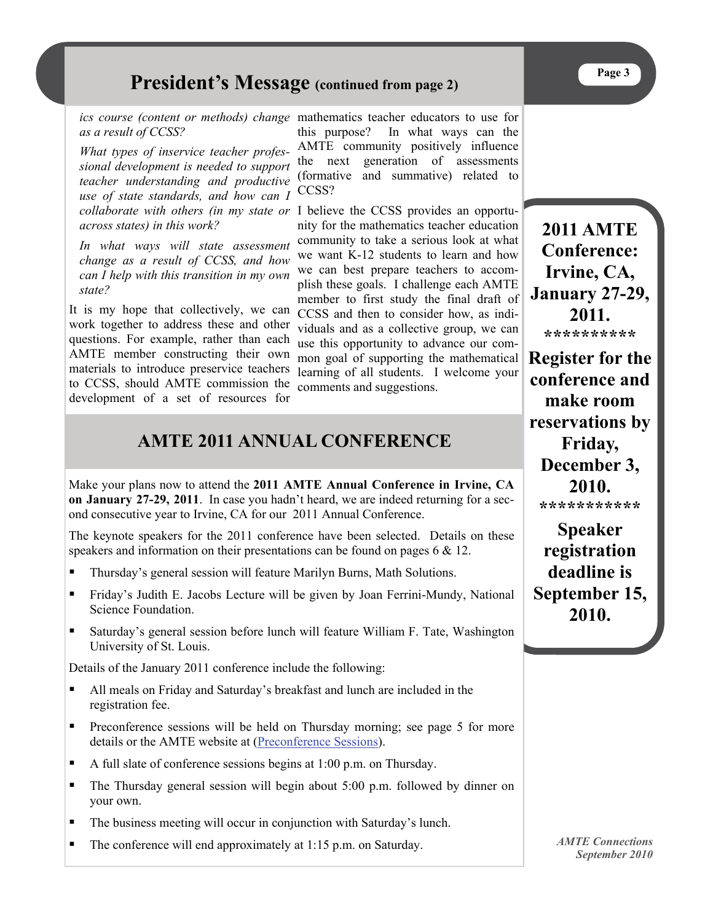## President's Message (continued from page 2)

*ics course (content or methods) change as a result of CCSS?*

*What types of inservice teacher professional development is needed to support teacher understanding and productive use of state standards, and how can I collaborate with others (in my state or across states) in this work?*

*In what ways will state assessment change as a result of CCSS, and how can I help with this transition in my own state?*

It is my hope that collectively, we can work together to address these and other questions. For example, rather than each AMTE member constructing their own materials to introduce preservice teachers to CCSS, should AMTE commission the development of a set of resources for mathematics teacher educators to use for this purpose? In what ways can the AMTE community positively influence the next generation of assessments (formative and summative) related to CCSS?

I believe the CCSS provides an opportunity for the mathematics teacher education community to take a serious look at what we want K-12 students to learn and how we can best prepare teachers to accomplish these goals. I challenge each AMTE member to first study the final draft of CCSS and then to consider how, as individuals and as a collective group, we can use this opportunity to advance our common goal of supporting the mathematical learning of all students. I welcome your comments and suggestions.

**2011 AMTE Conference: Irvine, CA, January 27-29, 2011.**

**\*\*\*\*\*\*\*\*\*\***

**Register for the conference and make room reservations by Friday, December 3, 2010.**

**\*\*\*\*\*\*\*\*\*\*\***

**Speaker registration deadline is September 15, 2010.**

## AMTE 2011 ANNUAL CONFERENCE

Make your plans now to attend the **2011 AMTE Annual Conference in Irvine, CA on January 27-29, 2011**. In case you hadn't heard, we are indeed returning for a second consecutive year to Irvine, CA for our 2011 Annual Conference.

The keynote speakers for the 2011 conference have been selected. Details on these speakers and information on their presentations can be found on pages 6 & 12.

- Thursday's general session will feature Marilyn Burns, Math Solutions.
- Friday's Judith E. Jacobs Lecture will be given by Joan Ferrini-Mundy, National Science Foundation.
- Saturday's general session before lunch will feature William F. Tate, Washington University of St. Louis.

Details of the January 2011 conference include the following:

- All meals on Friday and Saturday's breakfast and lunch are included in the registration fee.
- Preconference sessions will be held on Thursday morning; see page 5 for more details or the AMTE website at (Preconference Sessions).
- A full slate of conference sessions begins at 1:00 p.m. on Thursday.
- The Thursday general session will begin about 5:00 p.m. followed by dinner on your own.
- The business meeting will occur in conjunction with Saturday's lunch.
- The conference will end approximately at 1:15 p.m. on Saturday.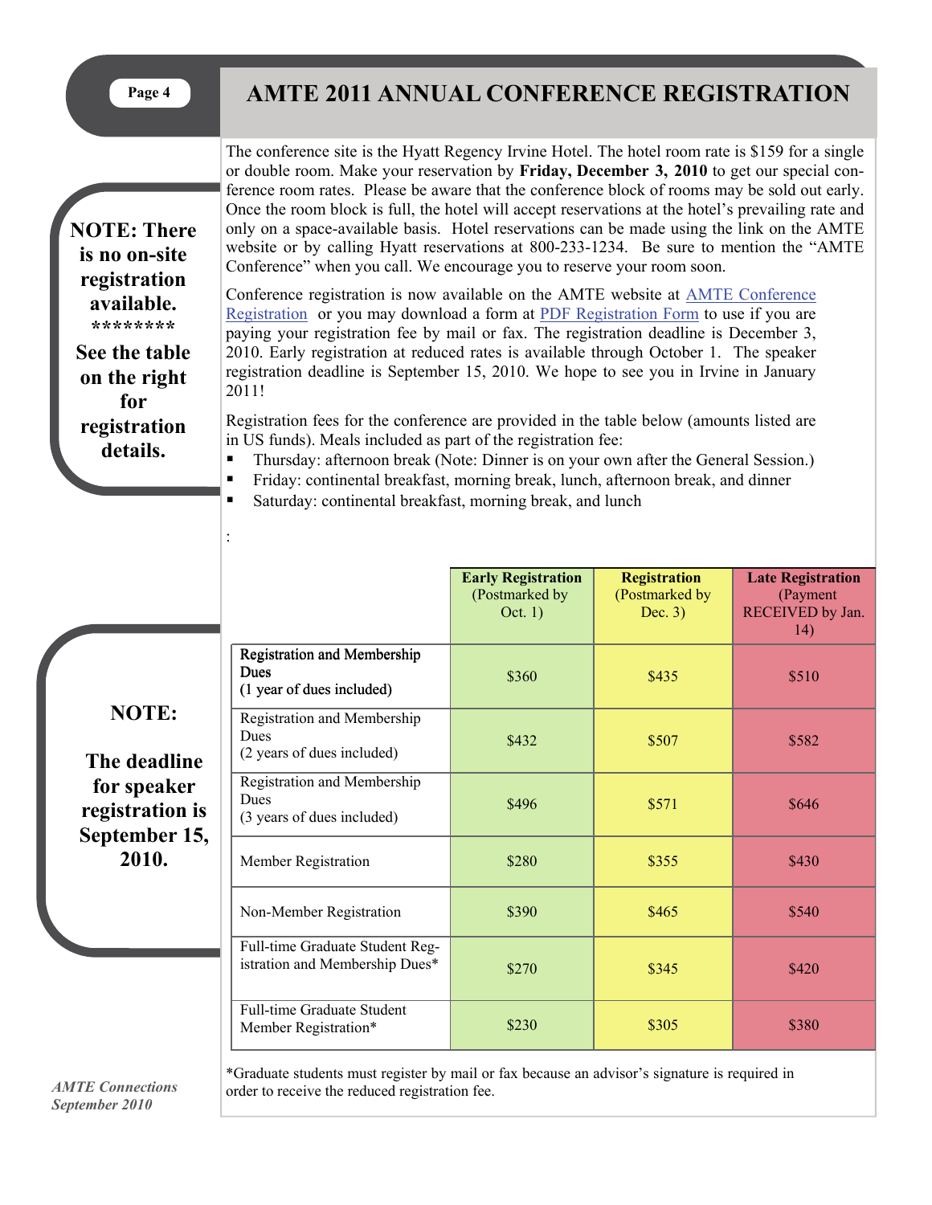# AMTE 2011 ANNUAL CONFERENCE REGISTRATION

**NOTE: There is no on-site registration available.**
**\*\*\*\*\*\*\*\***
**See the table on the right for registration details.**

The conference site is the Hyatt Regency Irvine Hotel. The hotel room rate is $159 for a single or double room. Make your reservation by **Friday, December 3, 2010** to get our special conference room rates. Please be aware that the conference block of rooms may be sold out early. Once the room block is full, the hotel will accept reservations at the hotel's prevailing rate and only on a space-available basis. Hotel reservations can be made using the link on the AMTE website or by calling Hyatt reservations at 800-233-1234. Be sure to mention the "AMTE Conference" when you call. We encourage you to reserve your room soon.

Conference registration is now available on the AMTE website at AMTE Conference Registration or you may download a form at PDF Registration Form to use if you are paying your registration fee by mail or fax. The registration deadline is December 3, 2010. Early registration at reduced rates is available through October 1. The speaker registration deadline is September 15, 2010. We hope to see you in Irvine in January 2011!

Registration fees for the conference are provided in the table below (amounts listed are in US funds). Meals included as part of the registration fee:

- Thursday: afternoon break (Note: Dinner is on your own after the General Session.)
- Friday: continental breakfast, morning break, lunch, afternoon break, and dinner
- Saturday: continental breakfast, morning break, and lunch

:

**NOTE:**

**The deadline for speaker registration is September 15, 2010.**

| | **Early Registration** (Postmarked by Oct. 1) | **Registration** (Postmarked by Dec. 3) | **Late Registration** (Payment RECEIVED by Jan. 14) |
|---|---|---|---|
| Registration and Membership Dues (1 year of dues included) | $360 | $435 | $510 |
| Registration and Membership Dues (2 years of dues included) | $432 | $507 | $582 |
| Registration and Membership Dues (3 years of dues included) | $496 | $571 | $646 |
| Member Registration | $280 | $355 | $430 |
| Non-Member Registration | $390 | $465 | $540 |
| Full-time Graduate Student Registration and Membership Dues* | $270 | $345 | $420 |
| Full-time Graduate Student Member Registration* | $230 | $305 | $380 |

*Graduate students must register by mail or fax because an advisor's signature is required in order to receive the reduced registration fee.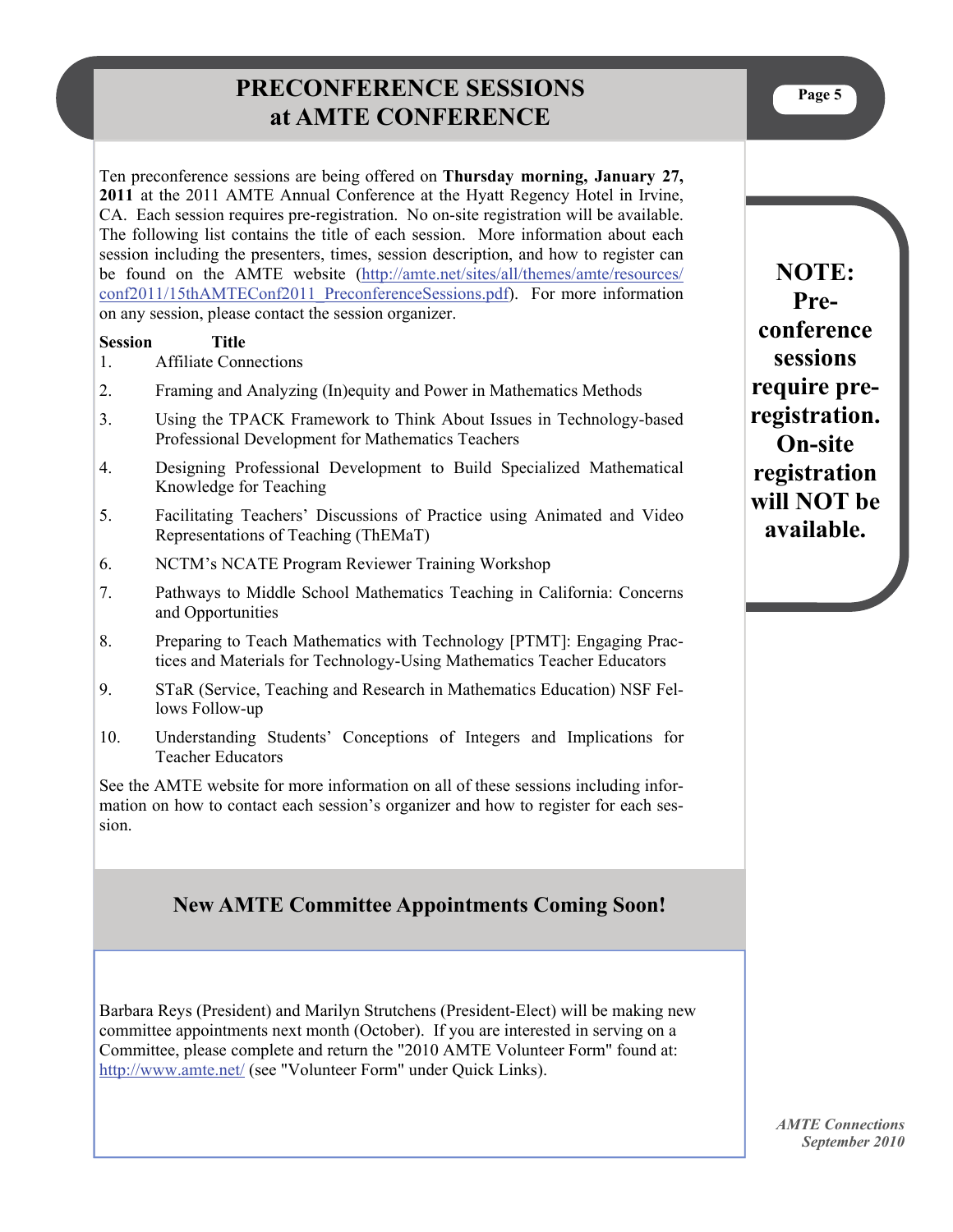# PRECONFERENCE SESSIONS at AMTE CONFERENCE

Ten preconference sessions are being offered on **Thursday morning, January 27, 2011** at the 2011 AMTE Annual Conference at the Hyatt Regency Hotel in Irvine, CA. Each session requires pre-registration. No on-site registration will be available. The following list contains the title of each session. More information about each session including the presenters, times, session description, and how to register can be found on the AMTE website (http://amte.net/sites/all/themes/amte/resources/conf2011/15thAMTEConf2011_PreconferenceSessions.pdf). For more information on any session, please contact the session organizer.

| Session | Title |
|---|---|
| 1. | Affiliate Connections |
| 2. | Framing and Analyzing (In)equity and Power in Mathematics Methods |
| 3. | Using the TPACK Framework to Think About Issues in Technology-based Professional Development for Mathematics Teachers |
| 4. | Designing Professional Development to Build Specialized Mathematical Knowledge for Teaching |
| 5. | Facilitating Teachers' Discussions of Practice using Animated and Video Representations of Teaching (ThEMaT) |
| 6. | NCTM's NCATE Program Reviewer Training Workshop |
| 7. | Pathways to Middle School Mathematics Teaching in California: Concerns and Opportunities |
| 8. | Preparing to Teach Mathematics with Technology [PTMT]: Engaging Practices and Materials for Technology-Using Mathematics Teacher Educators |
| 9. | STaR (Service, Teaching and Research in Mathematics Education) NSF Fellows Follow-up |
| 10. | Understanding Students' Conceptions of Integers and Implications for Teacher Educators |

See the AMTE website for more information on all of these sessions including information on how to contact each session's organizer and how to register for each session.

**NOTE: Pre-conference sessions require pre-registration. On-site registration will NOT be available.**

## New AMTE Committee Appointments Coming Soon!

Barbara Reys (President) and Marilyn Strutchens (President-Elect) will be making new committee appointments next month (October). If you are interested in serving on a Committee, please complete and return the "2010 AMTE Volunteer Form" found at: http://www.amte.net/ (see "Volunteer Form" under Quick Links).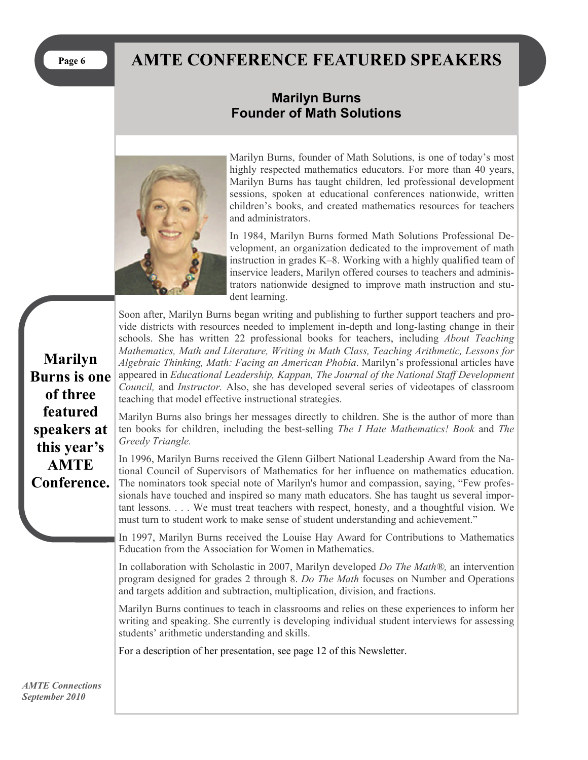# AMTE CONFERENCE FEATURED SPEAKERS

## Marilyn Burns
## Founder of Math Solutions

Marilyn Burns, founder of Math Solutions, is one of today's most highly respected mathematics educators. For more than 40 years, Marilyn Burns has taught children, led professional development sessions, spoken at educational conferences nationwide, written children's books, and created mathematics resources for teachers and administrators.

In 1984, Marilyn Burns formed Math Solutions Professional Development, an organization dedicated to the improvement of math instruction in grades K–8. Working with a highly qualified team of inservice leaders, Marilyn offered courses to teachers and administrators nationwide designed to improve math instruction and student learning.

**Marilyn Burns is one of three featured speakers at this year's AMTE Conference.**

Soon after, Marilyn Burns began writing and publishing to further support teachers and provide districts with resources needed to implement in-depth and long-lasting change in their schools. She has written 22 professional books for teachers, including *About Teaching Mathematics, Math and Literature, Writing in Math Class, Teaching Arithmetic, Lessons for Algebraic Thinking, Math: Facing an American Phobia*. Marilyn's professional articles have appeared in *Educational Leadership, Kappan, The Journal of the National Staff Development Council,* and *Instructor.* Also, she has developed several series of videotapes of classroom teaching that model effective instructional strategies.

Marilyn Burns also brings her messages directly to children. She is the author of more than ten books for children, including the best-selling *The I Hate Mathematics! Book* and *The Greedy Triangle.*

In 1996, Marilyn Burns received the Glenn Gilbert National Leadership Award from the National Council of Supervisors of Mathematics for her influence on mathematics education. The nominators took special note of Marilyn's humor and compassion, saying, "Few professionals have touched and inspired so many math educators. She has taught us several important lessons. . . . We must treat teachers with respect, honesty, and a thoughtful vision. We must turn to student work to make sense of student understanding and achievement."

In 1997, Marilyn Burns received the Louise Hay Award for Contributions to Mathematics Education from the Association for Women in Mathematics.

In collaboration with Scholastic in 2007, Marilyn developed *Do The Math®,* an intervention program designed for grades 2 through 8. *Do The Math* focuses on Number and Operations and targets addition and subtraction, multiplication, division, and fractions.

Marilyn Burns continues to teach in classrooms and relies on these experiences to inform her writing and speaking. She currently is developing individual student interviews for assessing students' arithmetic understanding and skills.

For a description of her presentation, see page 12 of this Newsletter.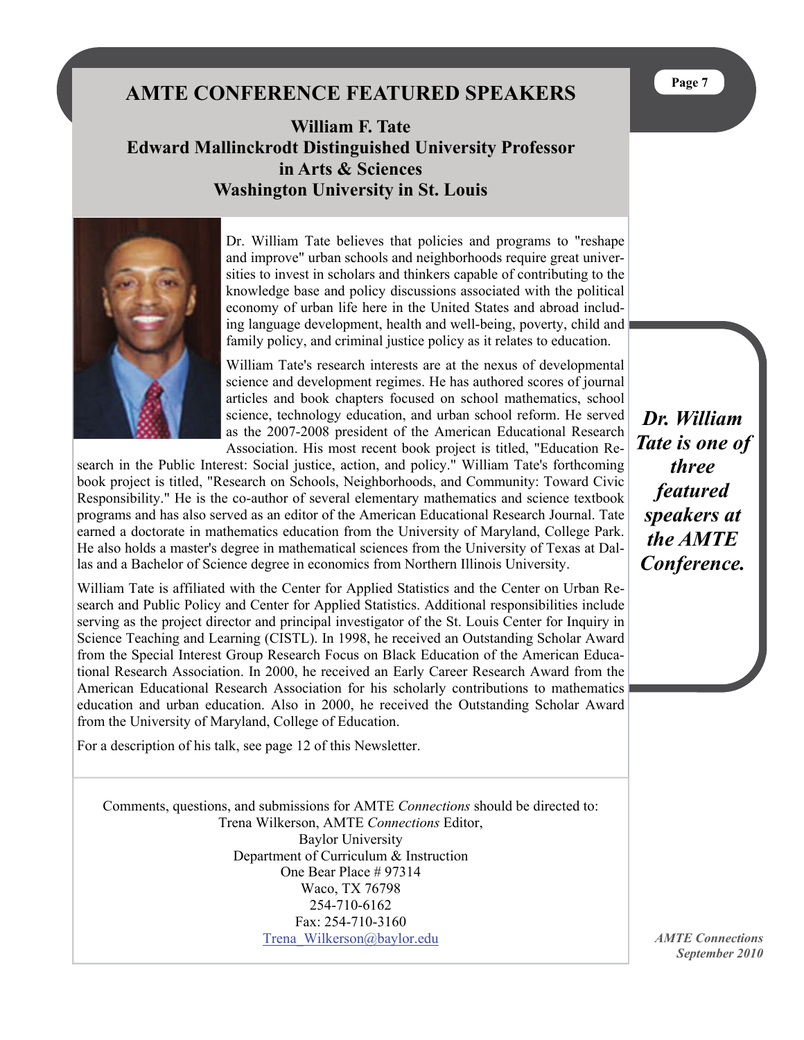# AMTE CONFERENCE FEATURED SPEAKERS

## William F. Tate
## Edward Mallinckrodt Distinguished University Professor in Arts & Sciences
## Washington University in St. Louis

Dr. William Tate believes that policies and programs to "reshape and improve" urban schools and neighborhoods require great universities to invest in scholars and thinkers capable of contributing to the knowledge base and policy discussions associated with the political economy of urban life here in the United States and abroad including language development, health and well-being, poverty, child and family policy, and criminal justice policy as it relates to education.

William Tate's research interests are at the nexus of developmental science and development regimes. He has authored scores of journal articles and book chapters focused on school mathematics, school science, technology education, and urban school reform. He served as the 2007-2008 president of the American Educational Research Association. His most recent book project is titled, "Education Research in the Public Interest: Social justice, action, and policy." William Tate's forthcoming book project is titled, "Research on Schools, Neighborhoods, and Community: Toward Civic Responsibility." He is the co-author of several elementary mathematics and science textbook programs and has also served as an editor of the American Educational Research Journal. Tate earned a doctorate in mathematics education from the University of Maryland, College Park. He also holds a master's degree in mathematical sciences from the University of Texas at Dallas and a Bachelor of Science degree in economics from Northern Illinois University.

William Tate is affiliated with the Center for Applied Statistics and the Center on Urban Research and Public Policy and Center for Applied Statistics. Additional responsibilities include serving as the project director and principal investigator of the St. Louis Center for Inquiry in Science Teaching and Learning (CISTL). In 1998, he received an Outstanding Scholar Award from the Special Interest Group Research Focus on Black Education of the American Educational Research Association. In 2000, he received an Early Career Research Award from the American Educational Research Association for his scholarly contributions to mathematics education and urban education. Also in 2000, he received the Outstanding Scholar Award from the University of Maryland, College of Education.

For a description of his talk, see page 12 of this Newsletter.

***Dr. William Tate is one of three featured speakers at the AMTE Conference.***

Comments, questions, and submissions for AMTE *Connections* should be directed to:
Trena Wilkerson, AMTE *Connections* Editor,
Baylor University
Department of Curriculum & Instruction
One Bear Place # 97314
Waco, TX 76798
254-710-6162
Fax: 254-710-3160
Trena_Wilkerson@baylor.edu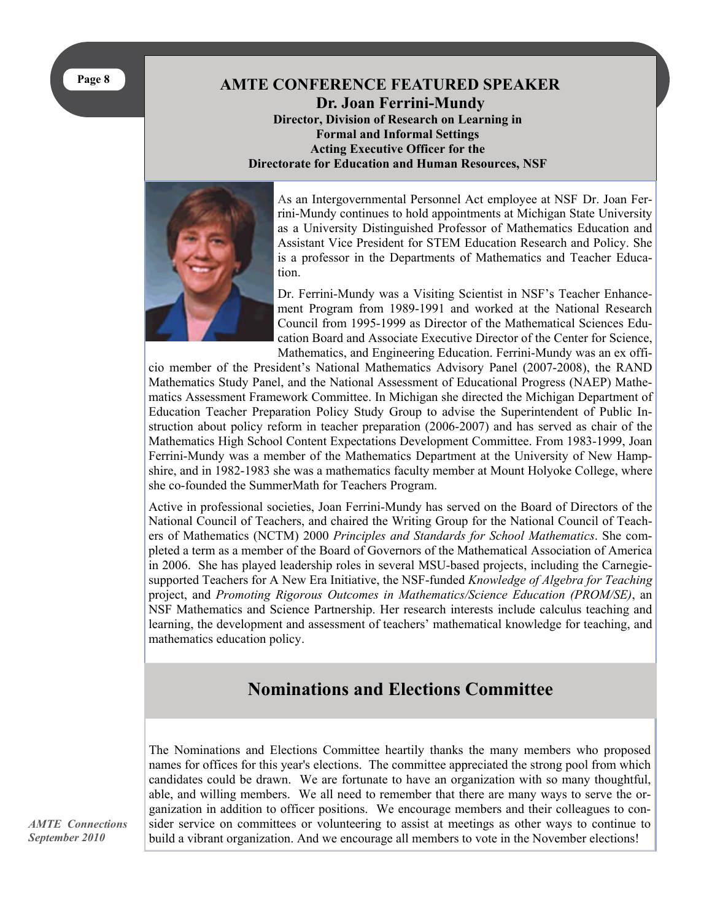## AMTE CONFERENCE FEATURED SPEAKER

### Dr. Joan Ferrini-Mundy

**Director, Division of Research on Learning in Formal and Informal Settings**
**Acting Executive Officer for the Directorate for Education and Human Resources, NSF**

As an Intergovernmental Personnel Act employee at NSF Dr. Joan Ferrini-Mundy continues to hold appointments at Michigan State University as a University Distinguished Professor of Mathematics Education and Assistant Vice President for STEM Education Research and Policy. She is a professor in the Departments of Mathematics and Teacher Education.

Dr. Ferrini-Mundy was a Visiting Scientist in NSF's Teacher Enhancement Program from 1989-1991 and worked at the National Research Council from 1995-1999 as Director of the Mathematical Sciences Education Board and Associate Executive Director of the Center for Science, Mathematics, and Engineering Education. Ferrini-Mundy was an ex officio member of the President's National Mathematics Advisory Panel (2007-2008), the RAND Mathematics Study Panel, and the National Assessment of Educational Progress (NAEP) Mathematics Assessment Framework Committee. In Michigan she directed the Michigan Department of Education Teacher Preparation Policy Study Group to advise the Superintendent of Public Instruction about policy reform in teacher preparation (2006-2007) and has served as chair of the Mathematics High School Content Expectations Development Committee. From 1983-1999, Joan Ferrini-Mundy was a member of the Mathematics Department at the University of New Hampshire, and in 1982-1983 she was a mathematics faculty member at Mount Holyoke College, where she co-founded the SummerMath for Teachers Program.

Active in professional societies, Joan Ferrini-Mundy has served on the Board of Directors of the National Council of Teachers, and chaired the Writing Group for the National Council of Teachers of Mathematics (NCTM) 2000 *Principles and Standards for School Mathematics*. She completed a term as a member of the Board of Governors of the Mathematical Association of America in 2006. She has played leadership roles in several MSU-based projects, including the Carnegie-supported Teachers for A New Era Initiative, the NSF-funded *Knowledge of Algebra for Teaching* project, and *Promoting Rigorous Outcomes in Mathematics/Science Education (PROM/SE)*, an NSF Mathematics and Science Partnership. Her research interests include calculus teaching and learning, the development and assessment of teachers' mathematical knowledge for teaching, and mathematics education policy.

## Nominations and Elections Committee

The Nominations and Elections Committee heartily thanks the many members who proposed names for offices for this year's elections. The committee appreciated the strong pool from which candidates could be drawn. We are fortunate to have an organization with so many thoughtful, able, and willing members. We all need to remember that there are many ways to serve the organization in addition to officer positions. We encourage members and their colleagues to consider service on committees or volunteering to assist at meetings as other ways to continue to build a vibrant organization. And we encourage all members to vote in the November elections!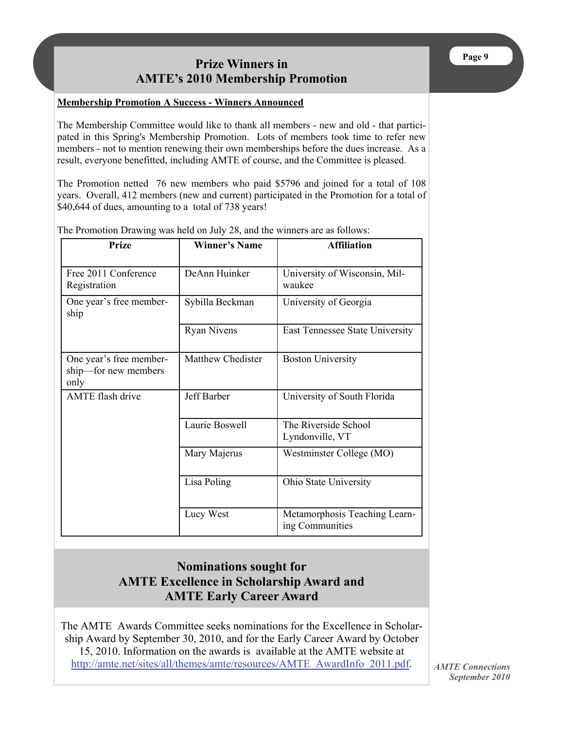# Prize Winners in AMTE's 2010 Membership Promotion

**Membership Promotion A Success - Winners Announced**

The Membership Committee would like to thank all members - new and old - that participated in this Spring's Membership Promotion. Lots of members took time to refer new members - not to mention renewing their own memberships before the dues increase. As a result, everyone benefitted, including AMTE of course, and the Committee is pleased.

The Promotion netted 76 new members who paid $5796 and joined for a total of 108 years. Overall, 412 members (new and current) participated in the Promotion for a total of $40,644 of dues, amounting to a total of 738 years!

The Promotion Drawing was held on July 28, and the winners are as follows:

| Prize | Winner's Name | Affiliation |
|---|---|---|
| Free 2011 Conference Registration | DeAnn Huinker | University of Wisconsin, Milwaukee |
| One year's free membership | Sybilla Beckman | University of Georgia |
| | Ryan Nivens | East Tennessee State University |
| One year's free membership—for new members only | Matthew Chedister | Boston University |
| AMTE flash drive | Jeff Barber | University of South Florida |
| | Laurie Boswell | The Riverside School Lyndonville, VT |
| | Mary Majerus | Westminster College (MO) |
| | Lisa Poling | Ohio State University |
| | Lucy West | Metamorphosis Teaching Learning Communities |

# Nominations sought for AMTE Excellence in Scholarship Award and AMTE Early Career Award

The AMTE Awards Committee seeks nominations for the Excellence in Scholarship Award by September 30, 2010, and for the Early Career Award by October 15, 2010. Information on the awards is available at the AMTE website at http://amte.net/sites/all/themes/amte/resources/AMTE_AwardInfo_2011.pdf.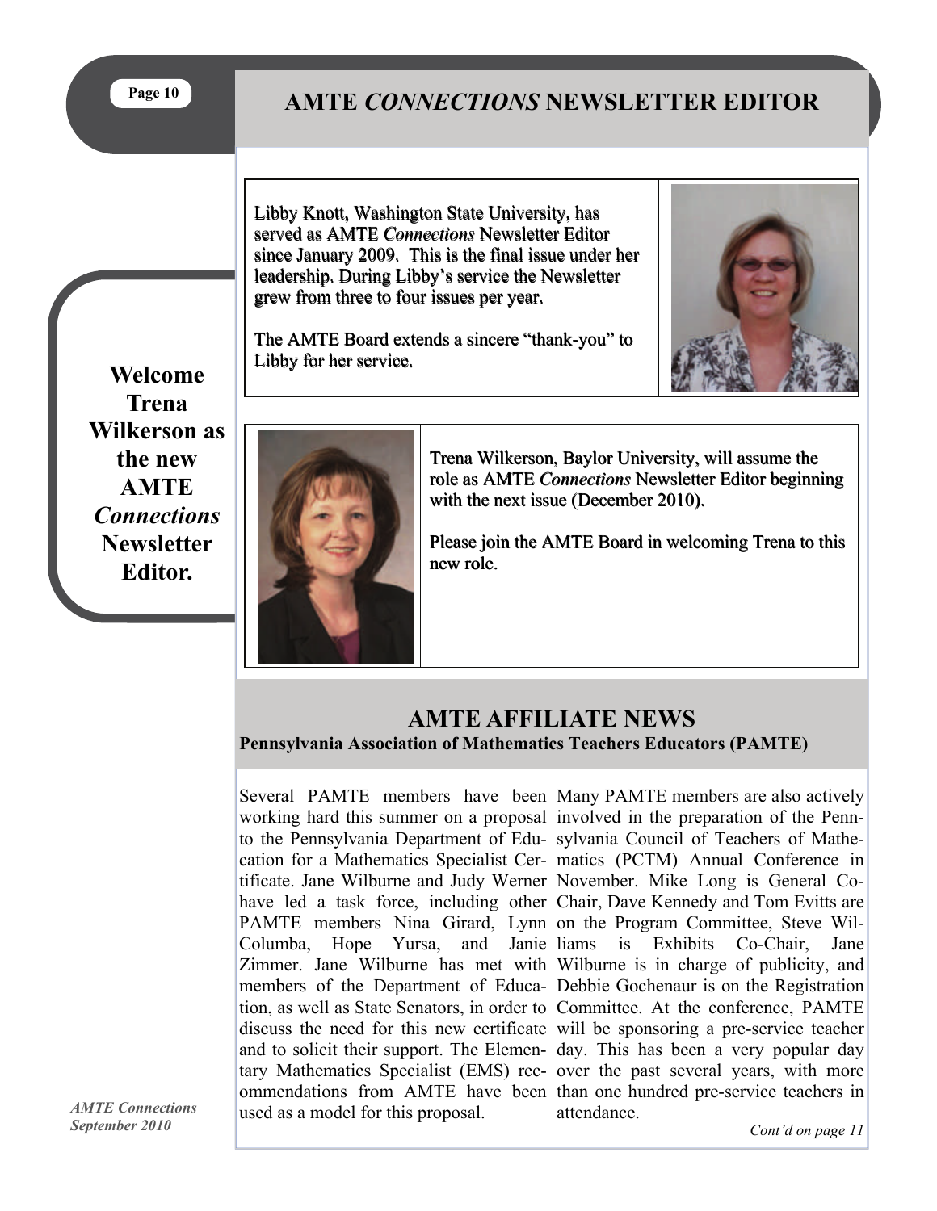# AMTE *CONNECTIONS* NEWSLETTER EDITOR

**Welcome Trena Wilkerson as the new AMTE *Connections* Newsletter Editor.**

Libby Knott, Washington State University, has served as AMTE *Connections* Newsletter Editor since January 2009. This is the final issue under her leadership. During Libby's service the Newsletter grew from three to four issues per year.

The AMTE Board extends a sincere "thank-you" to Libby for her service.

Trena Wilkerson, Baylor University, will assume the role as AMTE *Connections* Newsletter Editor beginning with the next issue (December 2010).

Please join the AMTE Board in welcoming Trena to this new role.

## AMTE AFFILIATE NEWS

**Pennsylvania Association of Mathematics Teachers Educators (PAMTE)**

Several PAMTE members have been working hard this summer on a proposal to the Pennsylvania Department of Education for a Mathematics Specialist Certificate. Jane Wilburne and Judy Werner have led a task force, including other PAMTE members Nina Girard, Lynn Columba, Hope Yursa, and Janie Zimmer. Jane Wilburne has met with members of the Department of Education, as well as State Senators, in order to discuss the need for this new certificate and to solicit their support. The Elementary Mathematics Specialist (EMS) recommendations from AMTE have been used as a model for this proposal.

Many PAMTE members are also actively involved in the preparation of the Pennsylvania Council of Teachers of Mathematics (PCTM) Annual Conference in November. Mike Long is General Co-Chair, Dave Kennedy and Tom Evitts are on the Program Committee, Steve Williams is Exhibits Co-Chair, Jane Wilburne is in charge of publicity, and Debbie Gochenaur is on the Registration Committee. At the conference, PAMTE will be sponsoring a pre-service teacher day. This has been a very popular day over the past several years, with more than one hundred pre-service teachers in attendance.

*Cont'd on page 11*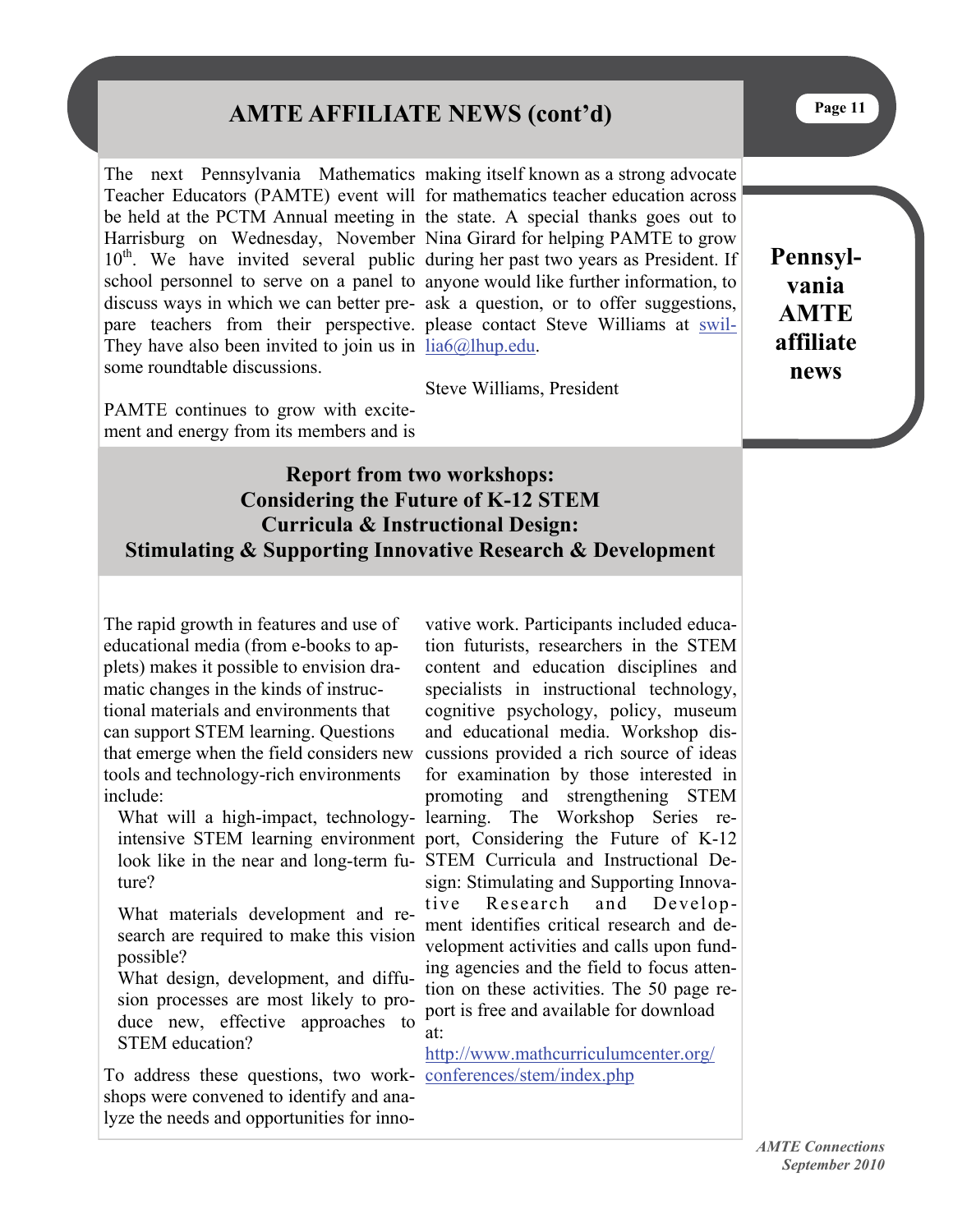# AMTE AFFILIATE NEWS (cont'd)

**Pennsylvania AMTE affiliate news**

The next Pennsylvania Mathematics Teacher Educators (PAMTE) event will be held at the PCTM Annual meeting in Harrisburg on Wednesday, November 10th. We have invited several public school personnel to serve on a panel to discuss ways in which we can better prepare teachers from their perspective. They have also been invited to join us in some roundtable discussions.

PAMTE continues to grow with excitement and energy from its members and is making itself known as a strong advocate for mathematics teacher education across the state. A special thanks goes out to Nina Girard for helping PAMTE to grow during her past two years as President. If anyone would like further information, to ask a question, or to offer suggestions, please contact Steve Williams at swillia6@lhup.edu.

Steve Williams, President

## Report from two workshops: Considering the Future of K-12 STEM Curricula & Instructional Design: Stimulating & Supporting Innovative Research & Development

The rapid growth in features and use of educational media (from e-books to applets) makes it possible to envision dramatic changes in the kinds of instructional materials and environments that can support STEM learning. Questions that emerge when the field considers new tools and technology-rich environments include:

- What will a high-impact, technology-intensive STEM learning environment look like in the near and long-term future?
- What materials development and research are required to make this vision possible?
- What design, development, and diffusion processes are most likely to produce new, effective approaches to STEM education?

To address these questions, two workshops were convened to identify and analyze the needs and opportunities for innovative work. Participants included education futurists, researchers in the STEM content and education disciplines and specialists in instructional technology, cognitive psychology, policy, museum and educational media. Workshop discussions provided a rich source of ideas for examination by those interested in promoting and strengthening STEM learning. The Workshop Series report, Considering the Future of K-12 STEM Curricula and Instructional Design: Stimulating and Supporting Innovative Research and Development identifies critical research and development activities and calls upon funding agencies and the field to focus attention on these activities. The 50 page report is free and available for download at:

http://www.mathcurriculumcenter.org/conferences/stem/index.php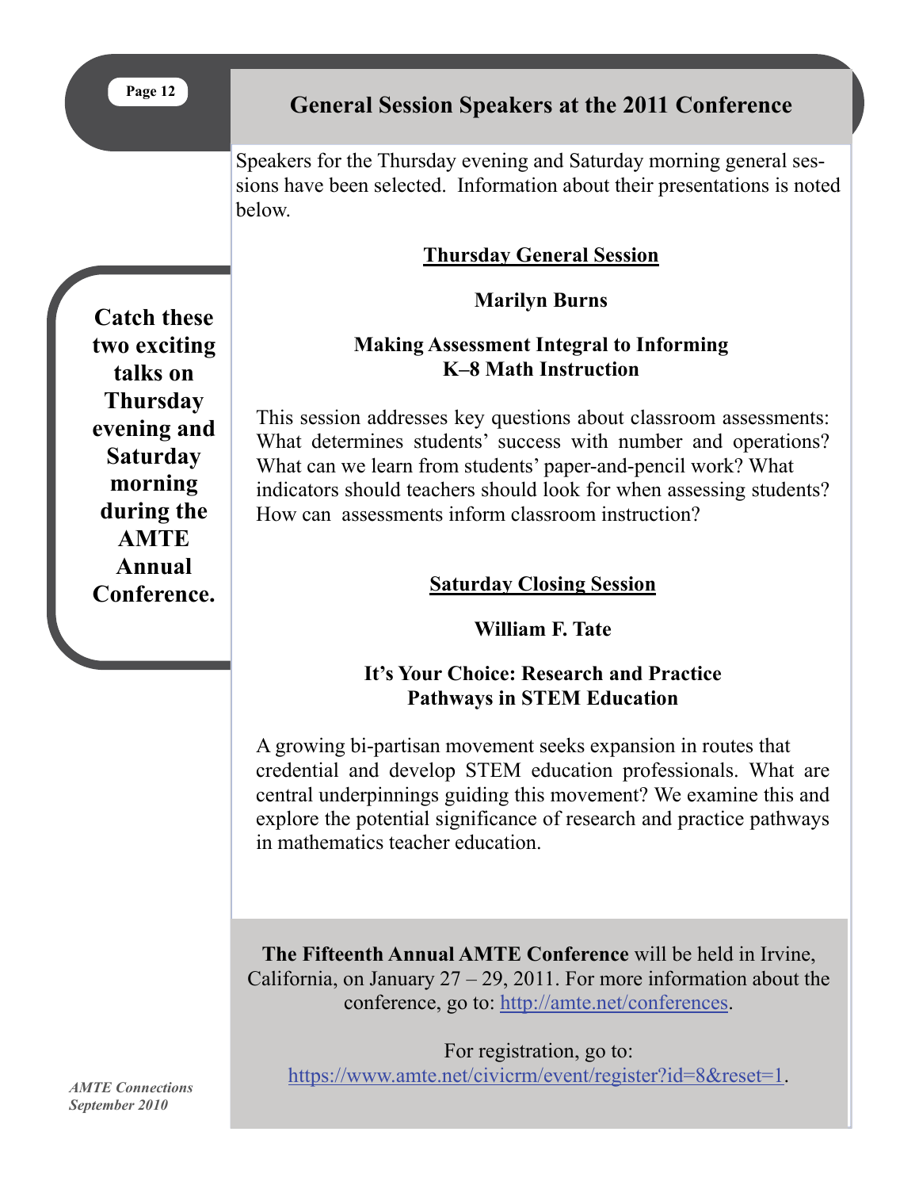## General Session Speakers at the 2011 Conference

Speakers for the Thursday evening and Saturday morning general sessions have been selected. Information about their presentations is noted below.

**Catch these two exciting talks on Thursday evening and Saturday morning during the AMTE Annual Conference.**

### Thursday General Session

**Marilyn Burns**

**Making Assessment Integral to Informing K–8 Math Instruction**

This session addresses key questions about classroom assessments: What determines students' success with number and operations? What can we learn from students' paper-and-pencil work? What indicators should teachers should look for when assessing students? How can assessments inform classroom instruction?

### Saturday Closing Session

**William F. Tate**

**It's Your Choice: Research and Practice Pathways in STEM Education**

A growing bi-partisan movement seeks expansion in routes that credential and develop STEM education professionals. What are central underpinnings guiding this movement? We examine this and explore the potential significance of research and practice pathways in mathematics teacher education.

**The Fifteenth Annual AMTE Conference** will be held in Irvine, California, on January 27 – 29, 2011. For more information about the conference, go to: http://amte.net/conferences.

For registration, go to: https://www.amte.net/civicrm/event/register?id=8&reset=1.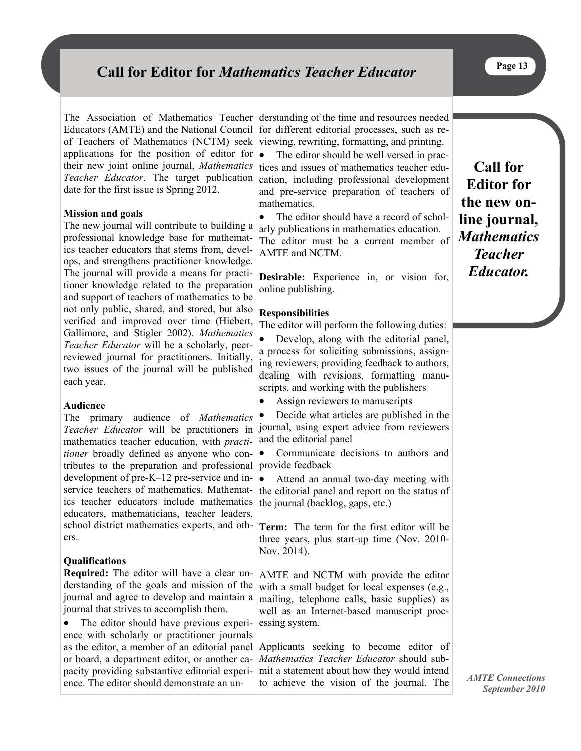# Call for Editor for *Mathematics Teacher Educator*

**Call for Editor for the new online journal, *Mathematics Teacher Educator.***

The Association of Mathematics Teacher Educators (AMTE) and the National Council of Teachers of Mathematics (NCTM) seek applications for the position of editor for their new joint online journal, *Mathematics Teacher Educator*. The target publication date for the first issue is Spring 2012.

**Mission and goals**

The new journal will contribute to building a professional knowledge base for mathematics teacher educators that stems from, develops, and strengthens practitioner knowledge. The journal will provide a means for practitioner knowledge related to the preparation and support of teachers of mathematics to be not only public, shared, and stored, but also verified and improved over time (Hiebert, Gallimore, and Stigler 2002). *Mathematics Teacher Educator* will be a scholarly, peer-reviewed journal for practitioners. Initially, two issues of the journal will be published each year.

**Audience**

The primary audience of *Mathematics Teacher Educator* will be practitioners in mathematics teacher education, with *practitioner* broadly defined as anyone who contributes to the preparation and professional development of pre-K–12 pre-service and in-service teachers of mathematics. Mathematics teacher educators include mathematics educators, mathematicians, teacher leaders, school district mathematics experts, and others.

**Qualifications**

**Required:** The editor will have a clear understanding of the goals and mission of the journal and agree to develop and maintain a journal that strives to accomplish them.

- The editor should have previous experience with scholarly or practitioner journals as the editor, a member of an editorial panel or board, a department editor, or another capacity providing substantive editorial experience. The editor should demonstrate an understanding of the time and resources needed for different editorial processes, such as reviewing, rewriting, formatting, and printing.
- The editor should be well versed in practices and issues of mathematics teacher education, including professional development and pre-service preparation of teachers of mathematics.
- The editor should have a record of scholarly publications in mathematics education.

The editor must be a current member of AMTE and NCTM.

**Desirable:** Experience in, or vision for, online publishing.

**Responsibilities**

The editor will perform the following duties:

- Develop, along with the editorial panel, a process for soliciting submissions, assigning reviewers, providing feedback to authors, dealing with revisions, formatting manuscripts, and working with the publishers
- Assign reviewers to manuscripts
- Decide what articles are published in the journal, using expert advice from reviewers and the editorial panel
- Communicate decisions to authors and provide feedback
- Attend an annual two-day meeting with the editorial panel and report on the status of the journal (backlog, gaps, etc.)

**Term:** The term for the first editor will be three years, plus start-up time (Nov. 2010-Nov. 2014).

AMTE and NCTM with provide the editor with a small budget for local expenses (e.g., mailing, telephone calls, basic supplies) as well as an Internet-based manuscript processing system.

Applicants seeking to become editor of *Mathematics Teacher Educator* should submit a statement about how they would intend to achieve the vision of the journal. The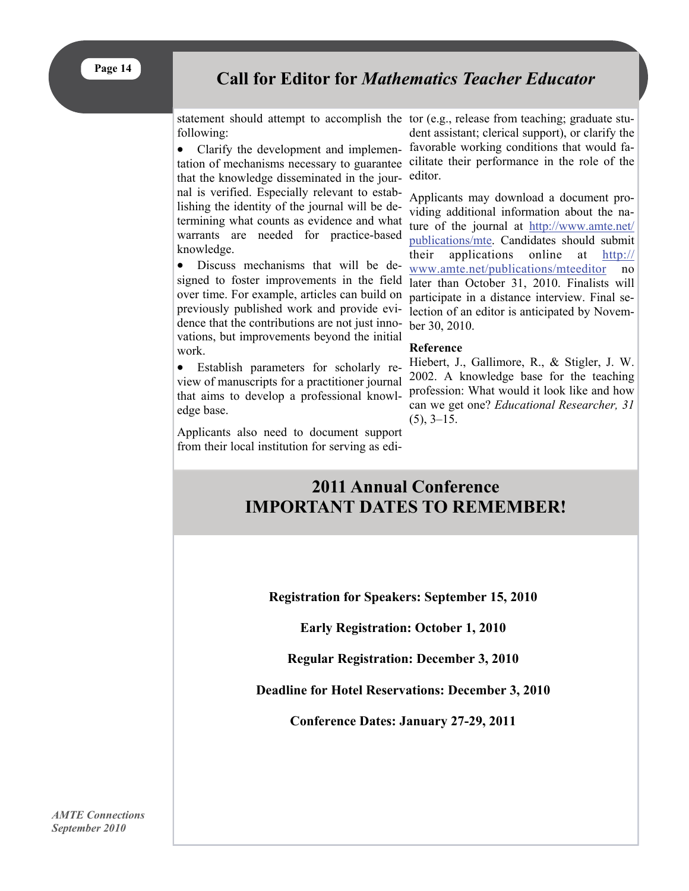## Call for Editor for *Mathematics Teacher Educator*

statement should attempt to accomplish the following:

- Clarify the development and implementation of mechanisms necessary to guarantee that the knowledge disseminated in the journal is verified. Especially relevant to establishing the identity of the journal will be determining what counts as evidence and what warrants are needed for practice-based knowledge.
- Discuss mechanisms that will be designed to foster improvements in the field over time. For example, articles can build on previously published work and provide evidence that the contributions are not just innovations, but improvements beyond the initial work.
- Establish parameters for scholarly review of manuscripts for a practitioner journal that aims to develop a professional knowledge base.

Applicants also need to document support from their local institution for serving as editor (e.g., release from teaching; graduate student assistant; clerical support), or clarify the favorable working conditions that would facilitate their performance in the role of the editor.

Applicants may download a document providing additional information about the nature of the journal at http://www.amte.net/publications/mte. Candidates should submit their applications online at http://www.amte.net/publications/mteeditor no later than October 31, 2010. Finalists will participate in a distance interview. Final selection of an editor is anticipated by November 30, 2010.

**Reference**

Hiebert, J., Gallimore, R., & Stigler, J. W. 2002. A knowledge base for the teaching profession: What would it look like and how can we get one? *Educational Researcher, 31* (5), 3–15.

## 2011 Annual Conference IMPORTANT DATES TO REMEMBER!

**Registration for Speakers: September 15, 2010**

**Early Registration: October 1, 2010**

**Regular Registration: December 3, 2010**

**Deadline for Hotel Reservations: December 3, 2010**

**Conference Dates: January 27-29, 2011**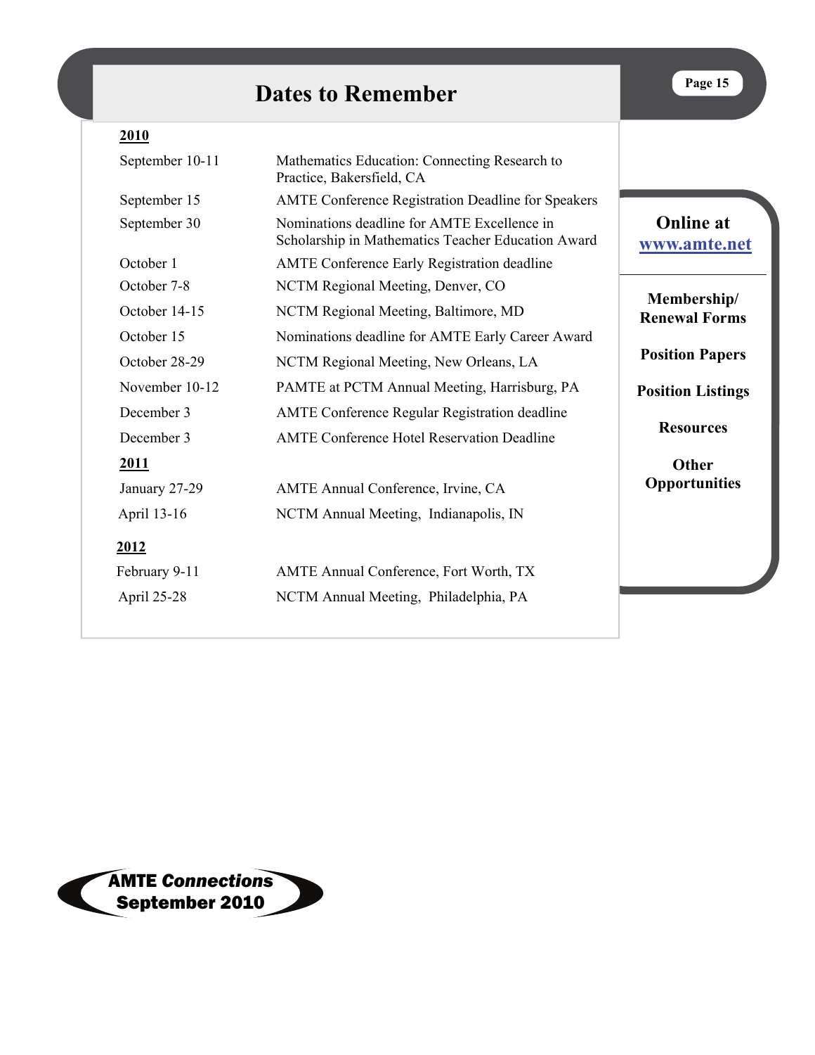# Dates to Remember

**2010**

| | |
|---|---|
| September 10-11 | Mathematics Education: Connecting Research to Practice, Bakersfield, CA |
| September 15 | AMTE Conference Registration Deadline for Speakers |
| September 30 | Nominations deadline for AMTE Excellence in Scholarship in Mathematics Teacher Education Award |
| October 1 | AMTE Conference Early Registration deadline |
| October 7-8 | NCTM Regional Meeting, Denver, CO |
| October 14-15 | NCTM Regional Meeting, Baltimore, MD |
| October 15 | Nominations deadline for AMTE Early Career Award |
| October 28-29 | NCTM Regional Meeting, New Orleans, LA |
| November 10-12 | PAMTE at PCTM Annual Meeting, Harrisburg, PA |
| December 3 | AMTE Conference Regular Registration deadline |
| December 3 | AMTE Conference Hotel Reservation Deadline |

**2011**

| | |
|---|---|
| January 27-29 | AMTE Annual Conference, Irvine, CA |
| April 13-16 | NCTM Annual Meeting, Indianapolis, IN |

**2012**

| | |
|---|---|
| February 9-11 | AMTE Annual Conference, Fort Worth, TX |
| April 25-28 | NCTM Annual Meeting, Philadelphia, PA |

**Online at www.amte.net**

**Membership/ Renewal Forms**

**Position Papers**

**Position Listings**

**Resources**

**Other Opportunities**